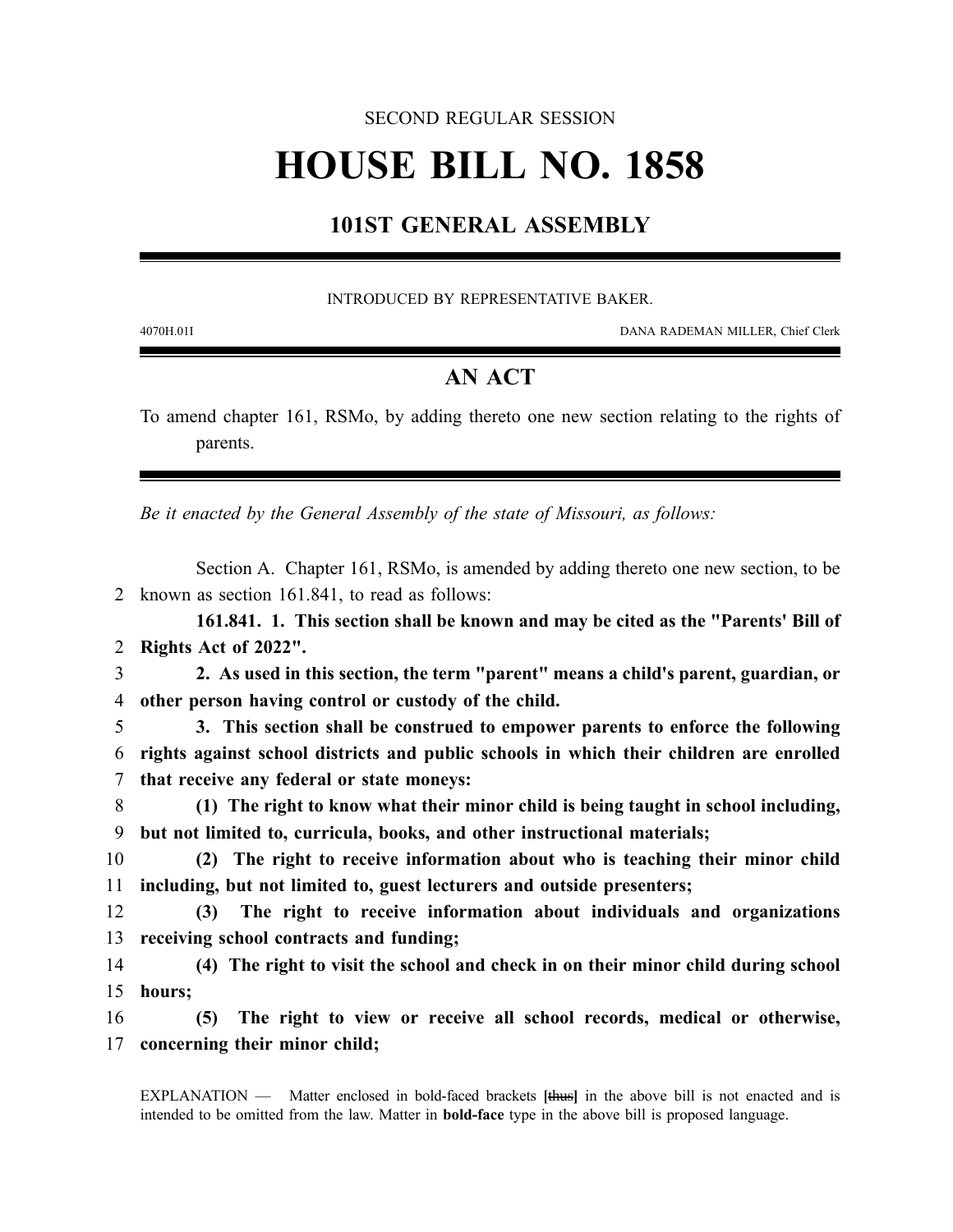SECOND REGULAR SESSION

# HOUSE BILL NO. 1858

## 101ST GENERAL ASSEMBLY

INTRODUCED BY REPRESENTATIVE BAKER.

4070H.01I DANA RADEMAN MILLER, Chief Clerk

## AN ACT

To amend chapter 161, RSMo, by adding thereto one new section relating to the rights of parents.

*Be it enacted by the General Assembly of the state of Missouri, as follows:*

Section A. Chapter 161, RSMo, is amended by adding thereto one new section, to be known as section 161.841, to read as follows:

**161.841. 1. This section shall be known and may be cited as the "Parents' Bill of Rights Act of 2022".**

**2. As used in this section, the term "parent" means a child's parent, guardian, or other person having control or custody of the child.**

**3. This section shall be construed to empower parents to enforce the following rights against school districts and public schools in which their children are enrolled that receive any federal or state moneys:**

**(1) The right to know what their minor child is being taught in school including, but not limited to, curricula, books, and other instructional materials;**

**(2) The right to receive information about who is teaching their minor child including, but not limited to, guest lecturers and outside presenters;**

**(3) The right to receive information about individuals and organizations receiving school contracts and funding;**

**(4) The right to visit the school and check in on their minor child during school hours;**

**(5) The right to view or receive all school records, medical or otherwise, concerning their minor child;**

EXPLANATION — Matter enclosed in bold-faced brackets **[~~thus~~]** in the above bill is not enacted and is intended to be omitted from the law. Matter in **bold-face** type in the above bill is proposed language.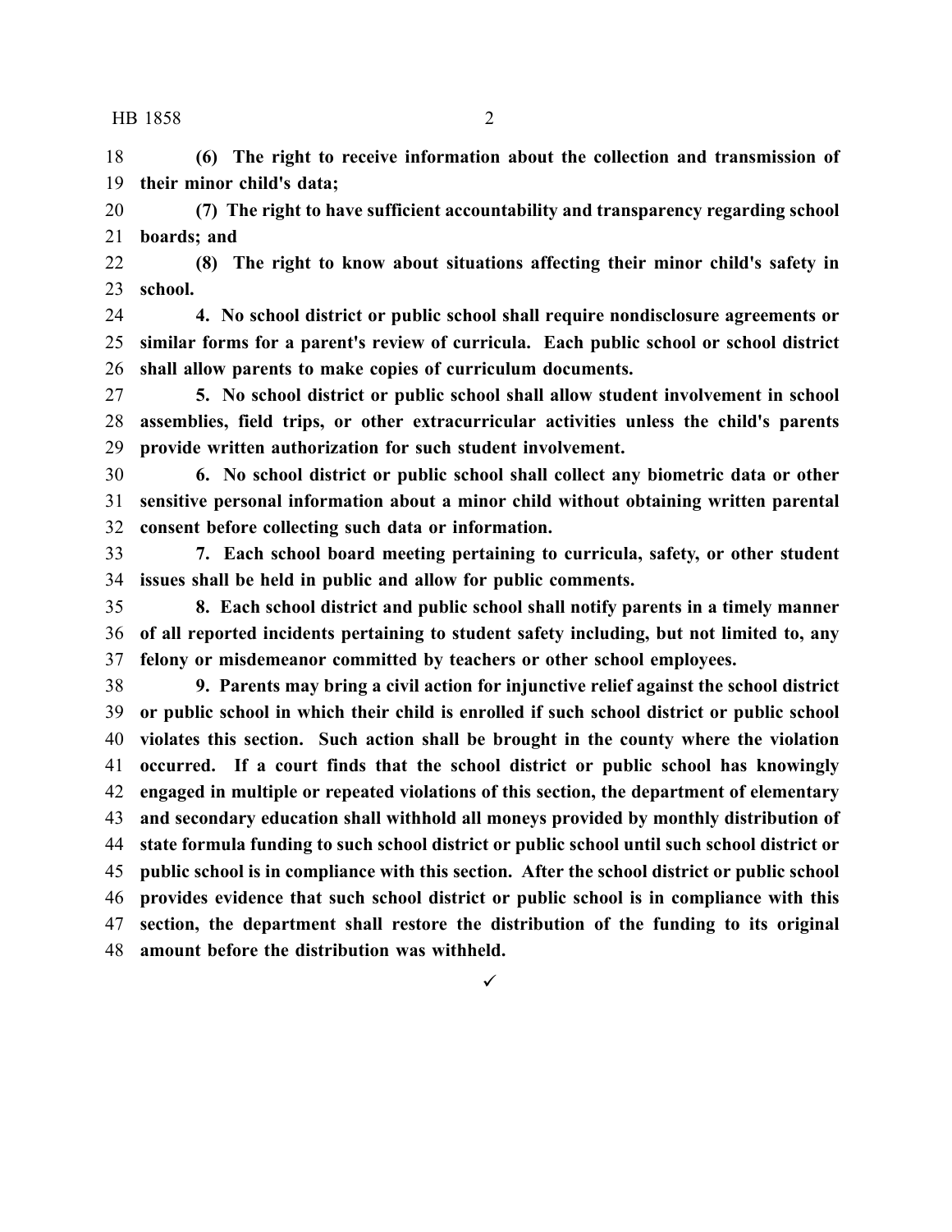**(6) The right to receive information about the collection and transmission of their minor child's data;**

**(7) The right to have sufficient accountability and transparency regarding school boards; and**

**(8) The right to know about situations affecting their minor child's safety in school.**

**4. No school district or public school shall require nondisclosure agreements or similar forms for a parent's review of curricula. Each public school or school district shall allow parents to make copies of curriculum documents.**

**5. No school district or public school shall allow student involvement in school assemblies, field trips, or other extracurricular activities unless the child's parents provide written authorization for such student involvement.**

**6. No school district or public school shall collect any biometric data or other sensitive personal information about a minor child without obtaining written parental consent before collecting such data or information.**

**7. Each school board meeting pertaining to curricula, safety, or other student issues shall be held in public and allow for public comments.**

**8. Each school district and public school shall notify parents in a timely manner of all reported incidents pertaining to student safety including, but not limited to, any felony or misdemeanor committed by teachers or other school employees.**

**9. Parents may bring a civil action for injunctive relief against the school district or public school in which their child is enrolled if such school district or public school violates this section. Such action shall be brought in the county where the violation occurred. If a court finds that the school district or public school has knowingly engaged in multiple or repeated violations of this section, the department of elementary and secondary education shall withhold all moneys provided by monthly distribution of state formula funding to such school district or public school until such school district or public school is in compliance with this section. After the school district or public school provides evidence that such school district or public school is in compliance with this section, the department shall restore the distribution of the funding to its original amount before the distribution was withheld.**

✓